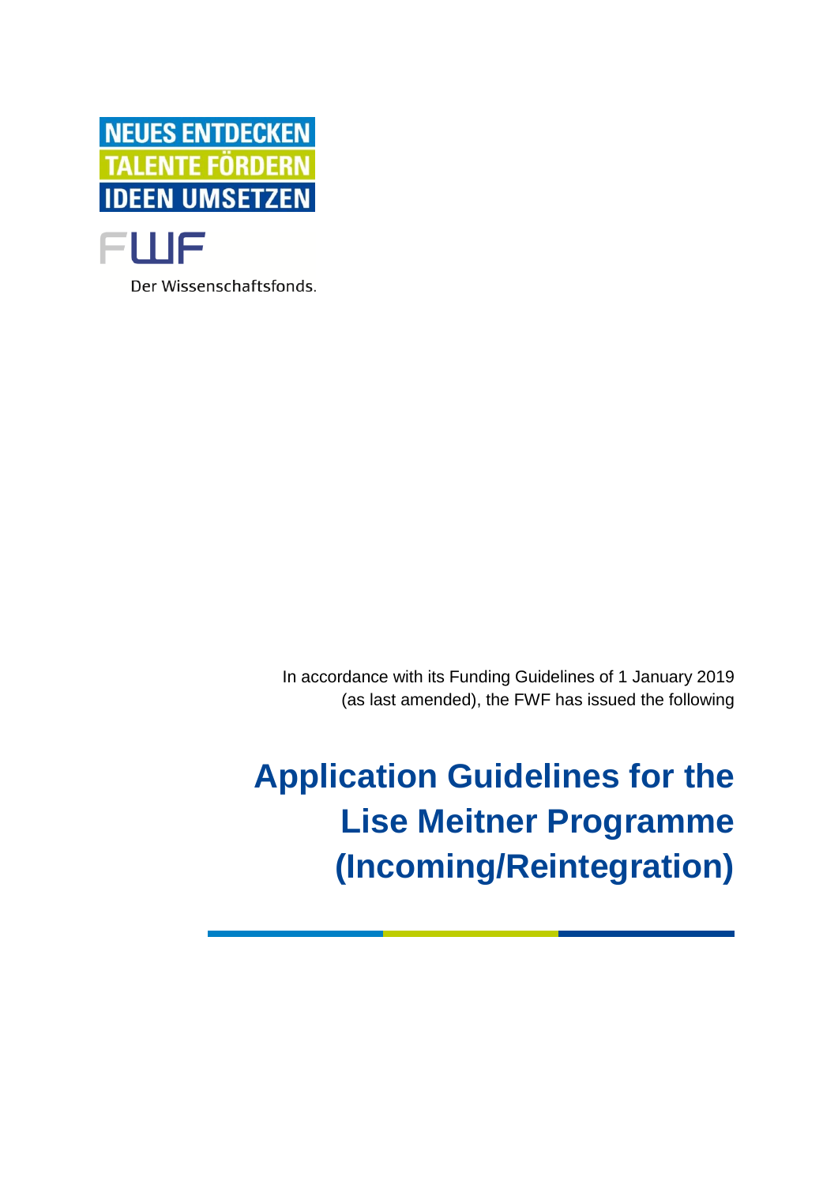NEUES ENTDECKEN
TALENTE FÖRDERN
IDEEN UMSETZEN

FWF

Der Wissenschaftsfonds.

In accordance with its Funding Guidelines of 1 January 2019 (as last amended), the FWF has issued the following

# Application Guidelines for the Lise Meitner Programme (Incoming/Reintegration)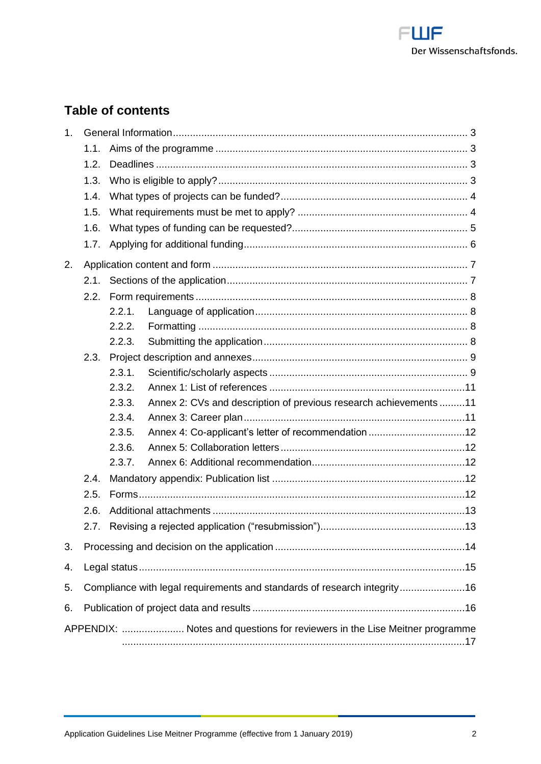## Table of contents

1. General Information ... 3
   - 1.1. Aims of the programme ... 3
   - 1.2. Deadlines ... 3
   - 1.3. Who is eligible to apply? ... 3
   - 1.4. What types of projects can be funded? ... 4
   - 1.5. What requirements must be met to apply? ... 4
   - 1.6. What types of funding can be requested? ... 5
   - 1.7. Applying for additional funding ... 6
2. Application content and form ... 7
   - 2.1. Sections of the application ... 7
   - 2.2. Form requirements ... 8
     - 2.2.1. Language of application ... 8
     - 2.2.2. Formatting ... 8
     - 2.2.3. Submitting the application ... 8
   - 2.3. Project description and annexes ... 9
     - 2.3.1. Scientific/scholarly aspects ... 9
     - 2.3.2. Annex 1: List of references ... 11
     - 2.3.3. Annex 2: CVs and description of previous research achievements ... 11
     - 2.3.4. Annex 3: Career plan ... 11
     - 2.3.5. Annex 4: Co-applicant's letter of recommendation ... 12
     - 2.3.6. Annex 5: Collaboration letters ... 12
     - 2.3.7. Annex 6: Additional recommendation ... 12
   - 2.4. Mandatory appendix: Publication list ... 12
   - 2.5. Forms ... 12
   - 2.6. Additional attachments ... 13
   - 2.7. Revising a rejected application ("resubmission") ... 13
3. Processing and decision on the application ... 14
4. Legal status ... 15
5. Compliance with legal requirements and standards of research integrity ... 16
6. Publication of project data and results ... 16

APPENDIX: ... Notes and questions for reviewers in the Lise Meitner programme ... 17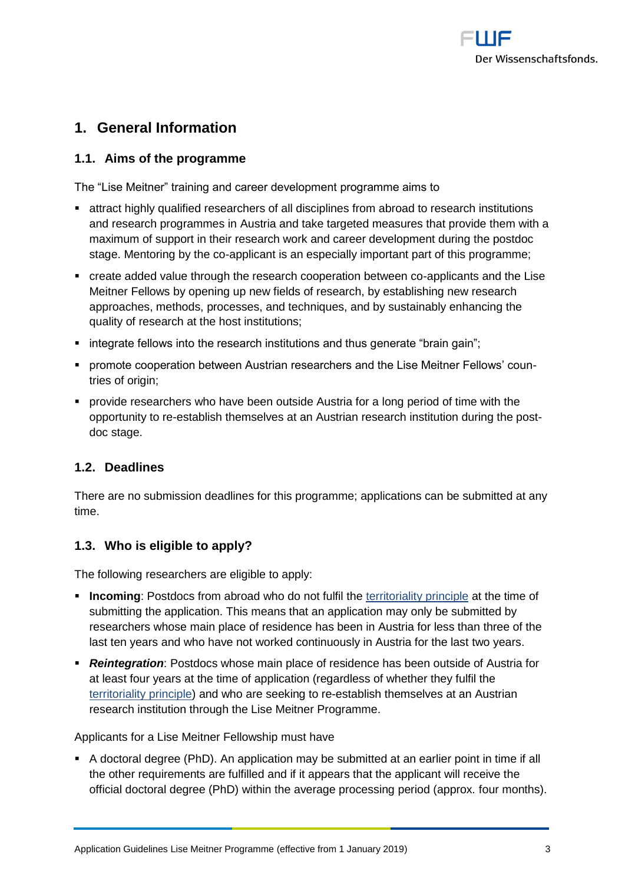# 1. General Information

## 1.1. Aims of the programme

The "Lise Meitner" training and career development programme aims to

- attract highly qualified researchers of all disciplines from abroad to research institutions and research programmes in Austria and take targeted measures that provide them with a maximum of support in their research work and career development during the postdoc stage. Mentoring by the co-applicant is an especially important part of this programme;
- create added value through the research cooperation between co-applicants and the Lise Meitner Fellows by opening up new fields of research, by establishing new research approaches, methods, processes, and techniques, and by sustainably enhancing the quality of research at the host institutions;
- integrate fellows into the research institutions and thus generate "brain gain";
- promote cooperation between Austrian researchers and the Lise Meitner Fellows' countries of origin;
- provide researchers who have been outside Austria for a long period of time with the opportunity to re-establish themselves at an Austrian research institution during the postdoc stage.

## 1.2. Deadlines

There are no submission deadlines for this programme; applications can be submitted at any time.

## 1.3. Who is eligible to apply?

The following researchers are eligible to apply:

- **Incoming**: Postdocs from abroad who do not fulfil the territoriality principle at the time of submitting the application. This means that an application may only be submitted by researchers whose main place of residence has been in Austria for less than three of the last ten years and who have not worked continuously in Austria for the last two years.
- ***Reintegration***: Postdocs whose main place of residence has been outside of Austria for at least four years at the time of application (regardless of whether they fulfil the territoriality principle) and who are seeking to re-establish themselves at an Austrian research institution through the Lise Meitner Programme.

Applicants for a Lise Meitner Fellowship must have

- A doctoral degree (PhD). An application may be submitted at an earlier point in time if all the other requirements are fulfilled and if it appears that the applicant will receive the official doctoral degree (PhD) within the average processing period (approx. four months).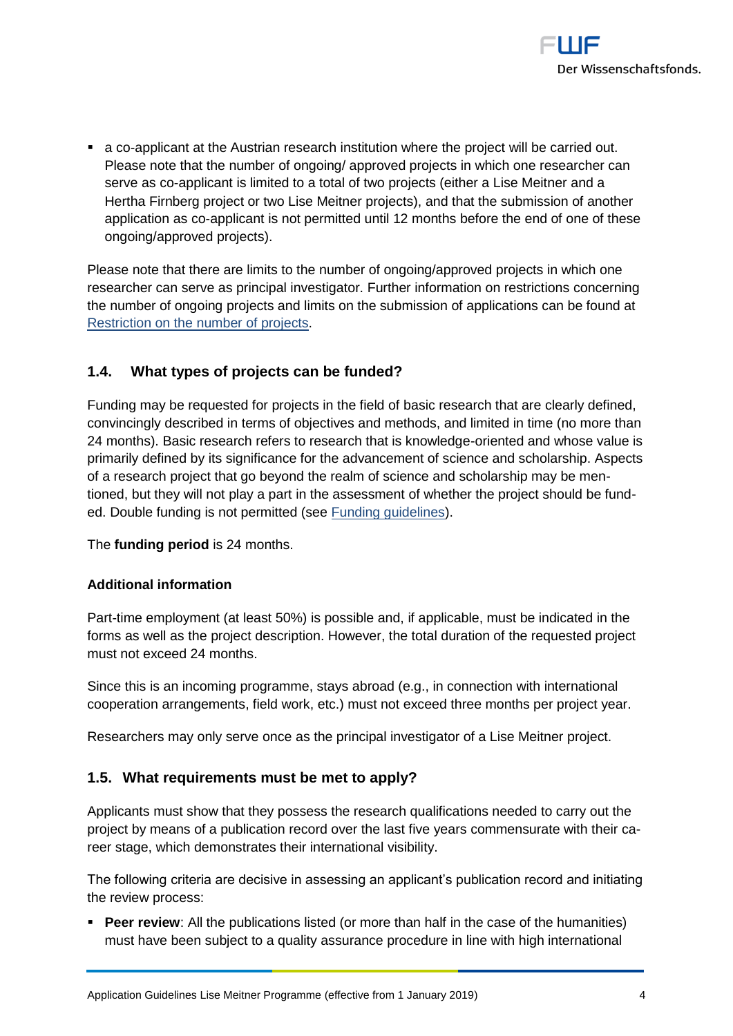- a co-applicant at the Austrian research institution where the project will be carried out. Please note that the number of ongoing/ approved projects in which one researcher can serve as co-applicant is limited to a total of two projects (either a Lise Meitner and a Hertha Firnberg project or two Lise Meitner projects), and that the submission of another application as co-applicant is not permitted until 12 months before the end of one of these ongoing/approved projects).

Please note that there are limits to the number of ongoing/approved projects in which one researcher can serve as principal investigator. Further information on restrictions concerning the number of ongoing projects and limits on the submission of applications can be found at Restriction on the number of projects.

## 1.4. What types of projects can be funded?

Funding may be requested for projects in the field of basic research that are clearly defined, convincingly described in terms of objectives and methods, and limited in time (no more than 24 months). Basic research refers to research that is knowledge-oriented and whose value is primarily defined by its significance for the advancement of science and scholarship. Aspects of a research project that go beyond the realm of science and scholarship may be mentioned, but they will not play a part in the assessment of whether the project should be funded. Double funding is not permitted (see Funding guidelines).

The **funding period** is 24 months.

**Additional information**

Part-time employment (at least 50%) is possible and, if applicable, must be indicated in the forms as well as the project description. However, the total duration of the requested project must not exceed 24 months.

Since this is an incoming programme, stays abroad (e.g., in connection with international cooperation arrangements, field work, etc.) must not exceed three months per project year.

Researchers may only serve once as the principal investigator of a Lise Meitner project.

## 1.5. What requirements must be met to apply?

Applicants must show that they possess the research qualifications needed to carry out the project by means of a publication record over the last five years commensurate with their career stage, which demonstrates their international visibility.

The following criteria are decisive in assessing an applicant's publication record and initiating the review process:

- **Peer review**: All the publications listed (or more than half in the case of the humanities) must have been subject to a quality assurance procedure in line with high international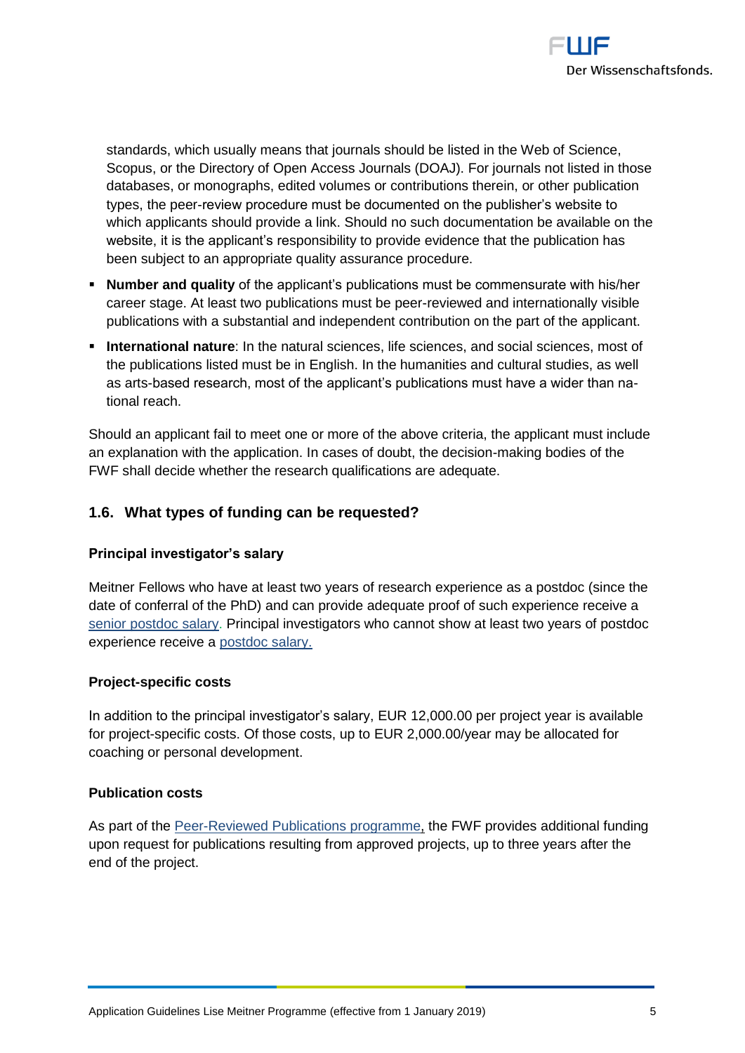standards, which usually means that journals should be listed in the Web of Science, Scopus, or the Directory of Open Access Journals (DOAJ). For journals not listed in those databases, or monographs, edited volumes or contributions therein, or other publication types, the peer-review procedure must be documented on the publisher's website to which applicants should provide a link. Should no such documentation be available on the website, it is the applicant's responsibility to provide evidence that the publication has been subject to an appropriate quality assurance procedure.

- **Number and quality** of the applicant's publications must be commensurate with his/her career stage. At least two publications must be peer-reviewed and internationally visible publications with a substantial and independent contribution on the part of the applicant.
- **International nature**: In the natural sciences, life sciences, and social sciences, most of the publications listed must be in English. In the humanities and cultural studies, as well as arts-based research, most of the applicant's publications must have a wider than national reach.

Should an applicant fail to meet one or more of the above criteria, the applicant must include an explanation with the application. In cases of doubt, the decision-making bodies of the FWF shall decide whether the research qualifications are adequate.

## 1.6. What types of funding can be requested?

### Principal investigator's salary

Meitner Fellows who have at least two years of research experience as a postdoc (since the date of conferral of the PhD) and can provide adequate proof of such experience receive a senior postdoc salary. Principal investigators who cannot show at least two years of postdoc experience receive a postdoc salary.

### Project-specific costs

In addition to the principal investigator's salary, EUR 12,000.00 per project year is available for project-specific costs. Of those costs, up to EUR 2,000.00/year may be allocated for coaching or personal development.

### Publication costs

As part of the Peer-Reviewed Publications programme, the FWF provides additional funding upon request for publications resulting from approved projects, up to three years after the end of the project.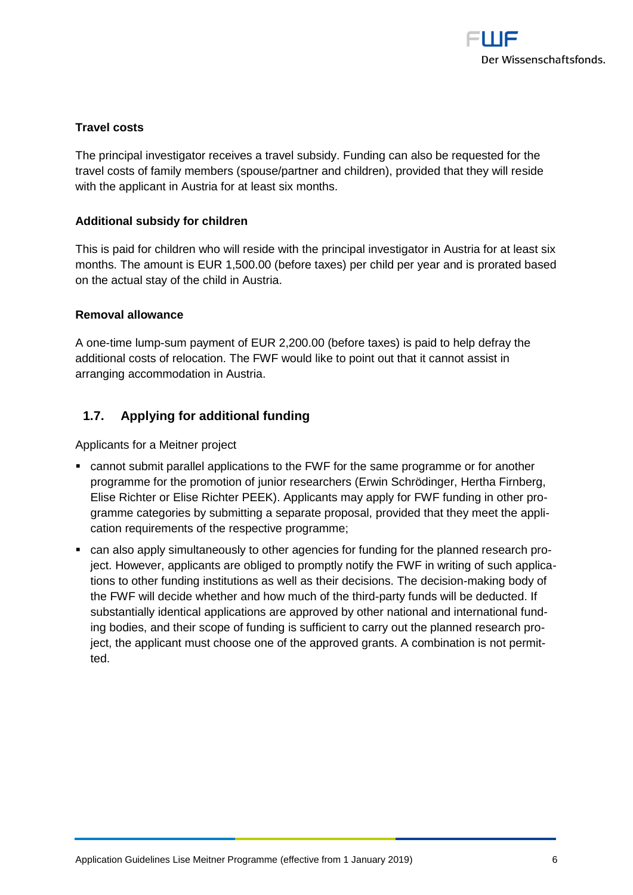**Travel costs**

The principal investigator receives a travel subsidy. Funding can also be requested for the travel costs of family members (spouse/partner and children), provided that they will reside with the applicant in Austria for at least six months.

**Additional subsidy for children**

This is paid for children who will reside with the principal investigator in Austria for at least six months. The amount is EUR 1,500.00 (before taxes) per child per year and is prorated based on the actual stay of the child in Austria.

**Removal allowance**

A one-time lump-sum payment of EUR 2,200.00 (before taxes) is paid to help defray the additional costs of relocation. The FWF would like to point out that it cannot assist in arranging accommodation in Austria.

## 1.7. Applying for additional funding

Applicants for a Meitner project

- cannot submit parallel applications to the FWF for the same programme or for another programme for the promotion of junior researchers (Erwin Schrödinger, Hertha Firnberg, Elise Richter or Elise Richter PEEK). Applicants may apply for FWF funding in other programme categories by submitting a separate proposal, provided that they meet the application requirements of the respective programme;
- can also apply simultaneously to other agencies for funding for the planned research project. However, applicants are obliged to promptly notify the FWF in writing of such applications to other funding institutions as well as their decisions. The decision-making body of the FWF will decide whether and how much of the third-party funds will be deducted. If substantially identical applications are approved by other national and international funding bodies, and their scope of funding is sufficient to carry out the planned research project, the applicant must choose one of the approved grants. A combination is not permitted.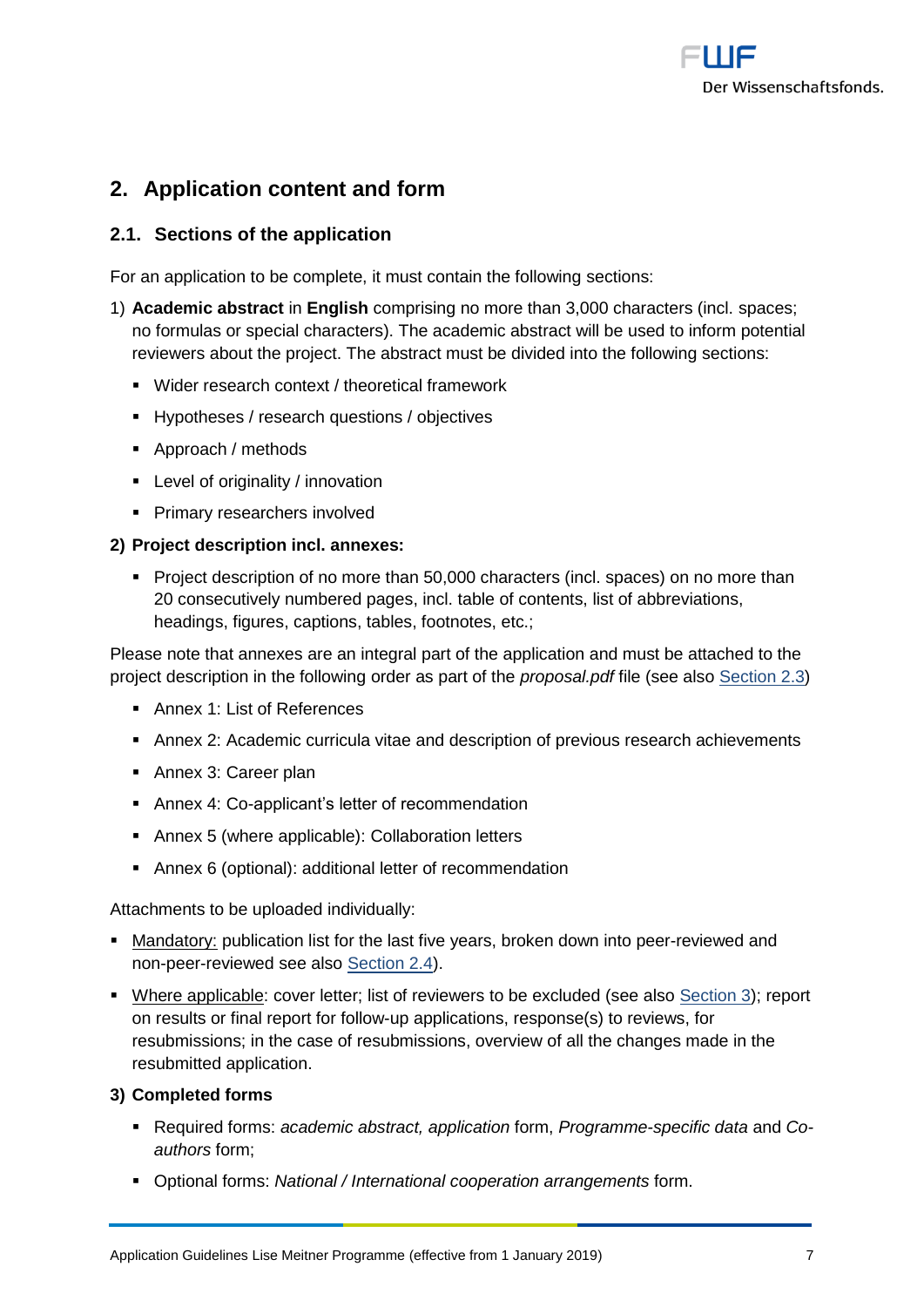## 2. Application content and form

### 2.1. Sections of the application

For an application to be complete, it must contain the following sections:

1) **Academic abstract** in **English** comprising no more than 3,000 characters (incl. spaces; no formulas or special characters). The academic abstract will be used to inform potential reviewers about the project. The abstract must be divided into the following sections:
   - Wider research context / theoretical framework
   - Hypotheses / research questions / objectives
   - Approach / methods
   - Level of originality / innovation
   - Primary researchers involved

2) **Project description incl. annexes:**
   - Project description of no more than 50,000 characters (incl. spaces) on no more than 20 consecutively numbered pages, incl. table of contents, list of abbreviations, headings, figures, captions, tables, footnotes, etc.;

Please note that annexes are an integral part of the application and must be attached to the project description in the following order as part of the *proposal.pdf* file (see also Section 2.3)

- Annex 1: List of References
- Annex 2: Academic curricula vitae and description of previous research achievements
- Annex 3: Career plan
- Annex 4: Co-applicant's letter of recommendation
- Annex 5 (where applicable): Collaboration letters
- Annex 6 (optional): additional letter of recommendation

Attachments to be uploaded individually:

- Mandatory: publication list for the last five years, broken down into peer-reviewed and non-peer-reviewed see also Section 2.4).
- Where applicable: cover letter; list of reviewers to be excluded (see also Section 3); report on results or final report for follow-up applications, response(s) to reviews, for resubmissions; in the case of resubmissions, overview of all the changes made in the resubmitted application.

3) **Completed forms**
   - Required forms: *academic abstract, application* form, *Programme-specific data* and *Co-authors* form;
   - Optional forms: *National / International cooperation arrangements* form.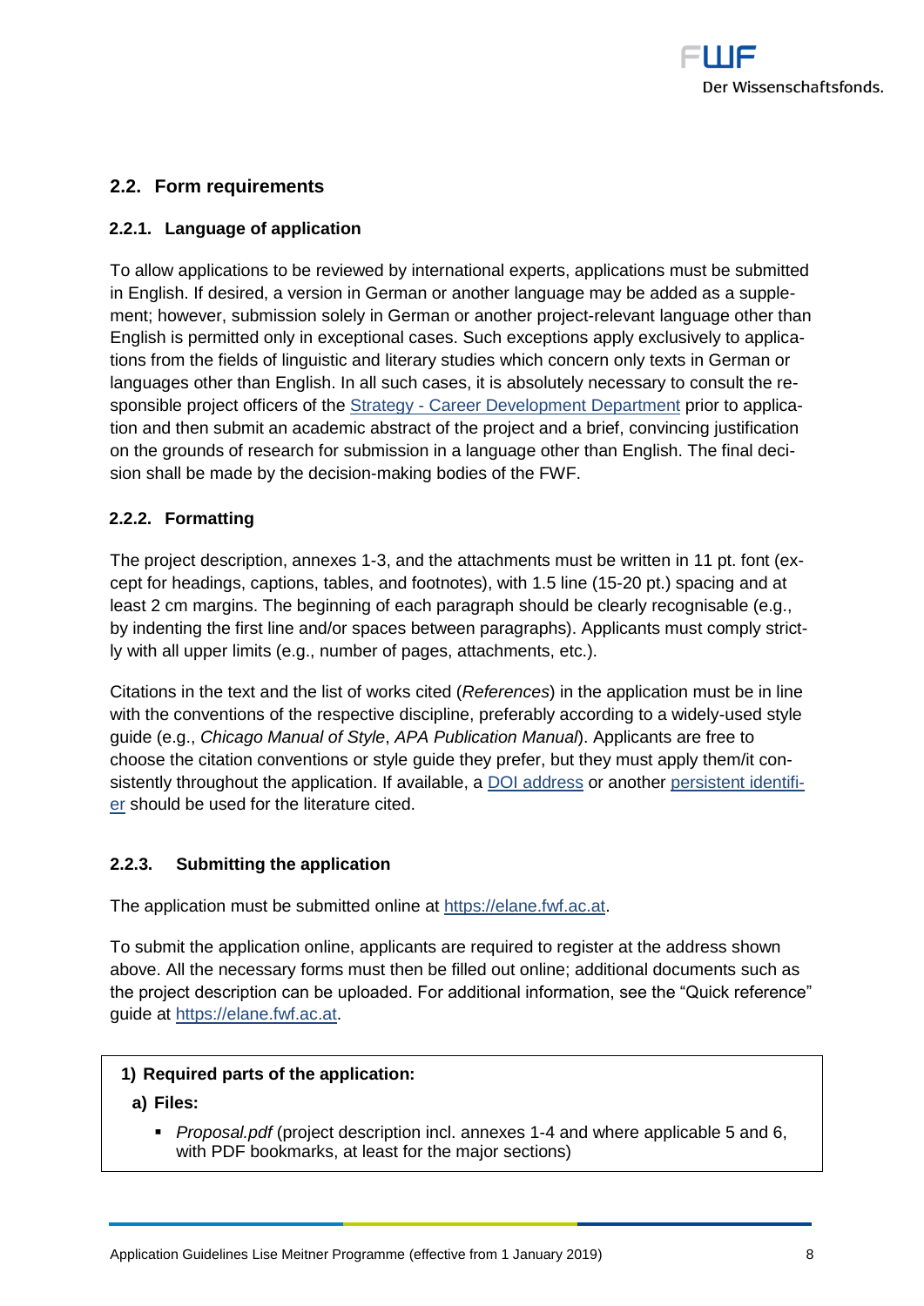## 2.2. Form requirements

### 2.2.1. Language of application

To allow applications to be reviewed by international experts, applications must be submitted in English. If desired, a version in German or another language may be added as a supplement; however, submission solely in German or another project-relevant language other than English is permitted only in exceptional cases. Such exceptions apply exclusively to applications from the fields of linguistic and literary studies which concern only texts in German or languages other than English. In all such cases, it is absolutely necessary to consult the responsible project officers of the Strategy - Career Development Department prior to application and then submit an academic abstract of the project and a brief, convincing justification on the grounds of research for submission in a language other than English. The final decision shall be made by the decision-making bodies of the FWF.

### 2.2.2. Formatting

The project description, annexes 1-3, and the attachments must be written in 11 pt. font (except for headings, captions, tables, and footnotes), with 1.5 line (15-20 pt.) spacing and at least 2 cm margins. The beginning of each paragraph should be clearly recognisable (e.g., by indenting the first line and/or spaces between paragraphs). Applicants must comply strictly with all upper limits (e.g., number of pages, attachments, etc.).

Citations in the text and the list of works cited (*References*) in the application must be in line with the conventions of the respective discipline, preferably according to a widely-used style guide (e.g., *Chicago Manual of Style*, *APA Publication Manual*). Applicants are free to choose the citation conventions or style guide they prefer, but they must apply them/it consistently throughout the application. If available, a DOI address or another persistent identifier should be used for the literature cited.

### 2.2.3. Submitting the application

The application must be submitted online at https://elane.fwf.ac.at.

To submit the application online, applicants are required to register at the address shown above. All the necessary forms must then be filled out online; additional documents such as the project description can be uploaded. For additional information, see the "Quick reference" guide at https://elane.fwf.ac.at.

**1) Required parts of the application:**

**a) Files:**

- *Proposal.pdf* (project description incl. annexes 1-4 and where applicable 5 and 6, with PDF bookmarks, at least for the major sections)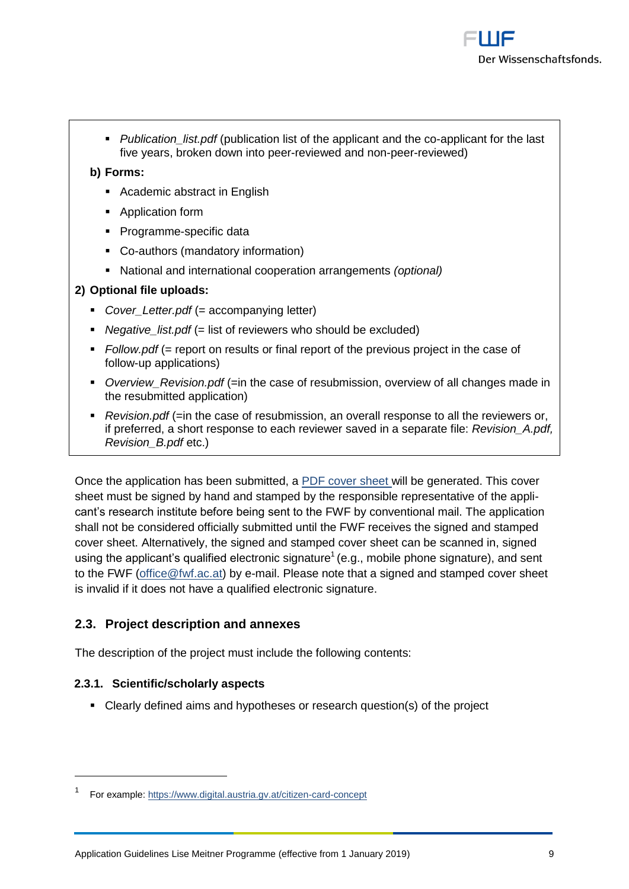- *Publication_list.pdf* (publication list of the applicant and the co-applicant for the last five years, broken down into peer-reviewed and non-peer-reviewed)

**b) Forms:**

- Academic abstract in English
- Application form
- Programme-specific data
- Co-authors (mandatory information)
- National and international cooperation arrangements *(optional)*

**2) Optional file uploads:**

- *Cover_Letter.pdf* (= accompanying letter)
- *Negative_list.pdf* (= list of reviewers who should be excluded)
- *Follow.pdf* (= report on results or final report of the previous project in the case of follow-up applications)
- *Overview_Revision.pdf* (=in the case of resubmission, overview of all changes made in the resubmitted application)
- *Revision.pdf* (=in the case of resubmission, an overall response to all the reviewers or, if preferred, a short response to each reviewer saved in a separate file: *Revision_A.pdf, Revision_B.pdf* etc.)

Once the application has been submitted, a [PDF cover sheet](#) will be generated. This cover sheet must be signed by hand and stamped by the responsible representative of the applicant's research institute before being sent to the FWF by conventional mail. The application shall not be considered officially submitted until the FWF receives the signed and stamped cover sheet. Alternatively, the signed and stamped cover sheet can be scanned in, signed using the applicant's qualified electronic signature[1] (e.g., mobile phone signature), and sent to the FWF (office@fwf.ac.at) by e-mail. Please note that a signed and stamped cover sheet is invalid if it does not have a qualified electronic signature.

## 2.3. Project description and annexes

The description of the project must include the following contents:

### 2.3.1. Scientific/scholarly aspects

- Clearly defined aims and hypotheses or research question(s) of the project

[1] For example: https://www.digital.austria.gv.at/citizen-card-concept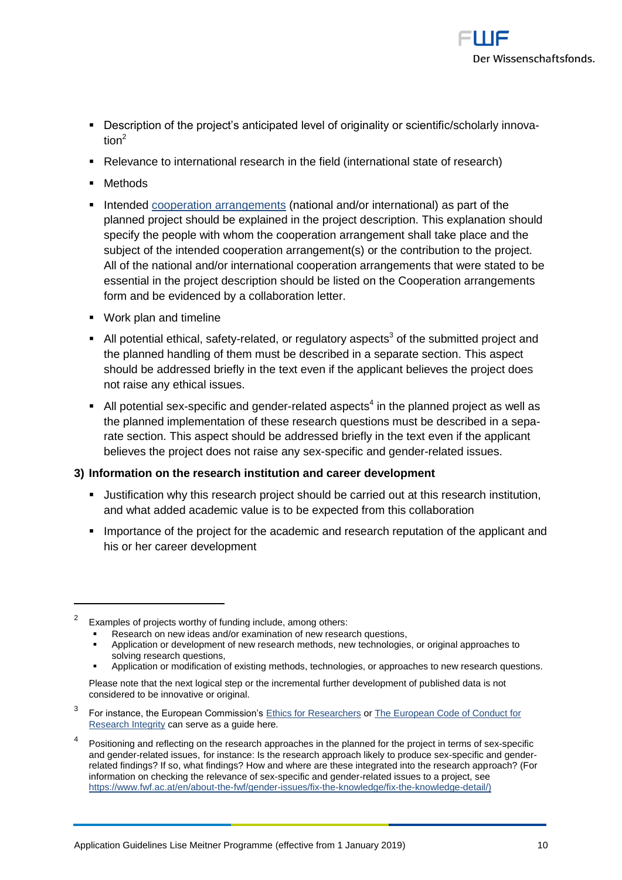- Description of the project's anticipated level of originality or scientific/scholarly innovation[2]
- Relevance to international research in the field (international state of research)
- Methods
- Intended cooperation arrangements (national and/or international) as part of the planned project should be explained in the project description. This explanation should specify the people with whom the cooperation arrangement shall take place and the subject of the intended cooperation arrangement(s) or the contribution to the project. All of the national and/or international cooperation arrangements that were stated to be essential in the project description should be listed on the Cooperation arrangements form and be evidenced by a collaboration letter.
- Work plan and timeline
- All potential ethical, safety-related, or regulatory aspects[3] of the submitted project and the planned handling of them must be described in a separate section. This aspect should be addressed briefly in the text even if the applicant believes the project does not raise any ethical issues.
- All potential sex-specific and gender-related aspects[4] in the planned project as well as the planned implementation of these research questions must be described in a separate section. This aspect should be addressed briefly in the text even if the applicant believes the project does not raise any sex-specific and gender-related issues.

**3) Information on the research institution and career development**

- Justification why this research project should be carried out at this research institution, and what added academic value is to be expected from this collaboration
- Importance of the project for the academic and research reputation of the applicant and his or her career development

---

[2] Examples of projects worthy of funding include, among others:

- Research on new ideas and/or examination of new research questions,
- Application or development of new research methods, new technologies, or original approaches to solving research questions,
- Application or modification of existing methods, technologies, or approaches to new research questions.

Please note that the next logical step or the incremental further development of published data is not considered to be innovative or original.

[3] For instance, the European Commission's Ethics for Researchers or The European Code of Conduct for Research Integrity can serve as a guide here.

[4] Positioning and reflecting on the research approaches in the planned for the project in terms of sex-specific and gender-related issues, for instance: Is the research approach likely to produce sex-specific and gender-related findings? If so, what findings? How and where are these integrated into the research approach? (For information on checking the relevance of sex-specific and gender-related issues to a project, see https://www.fwf.ac.at/en/about-the-fwf/gender-issues/fix-the-knowledge/fix-the-knowledge-detail/)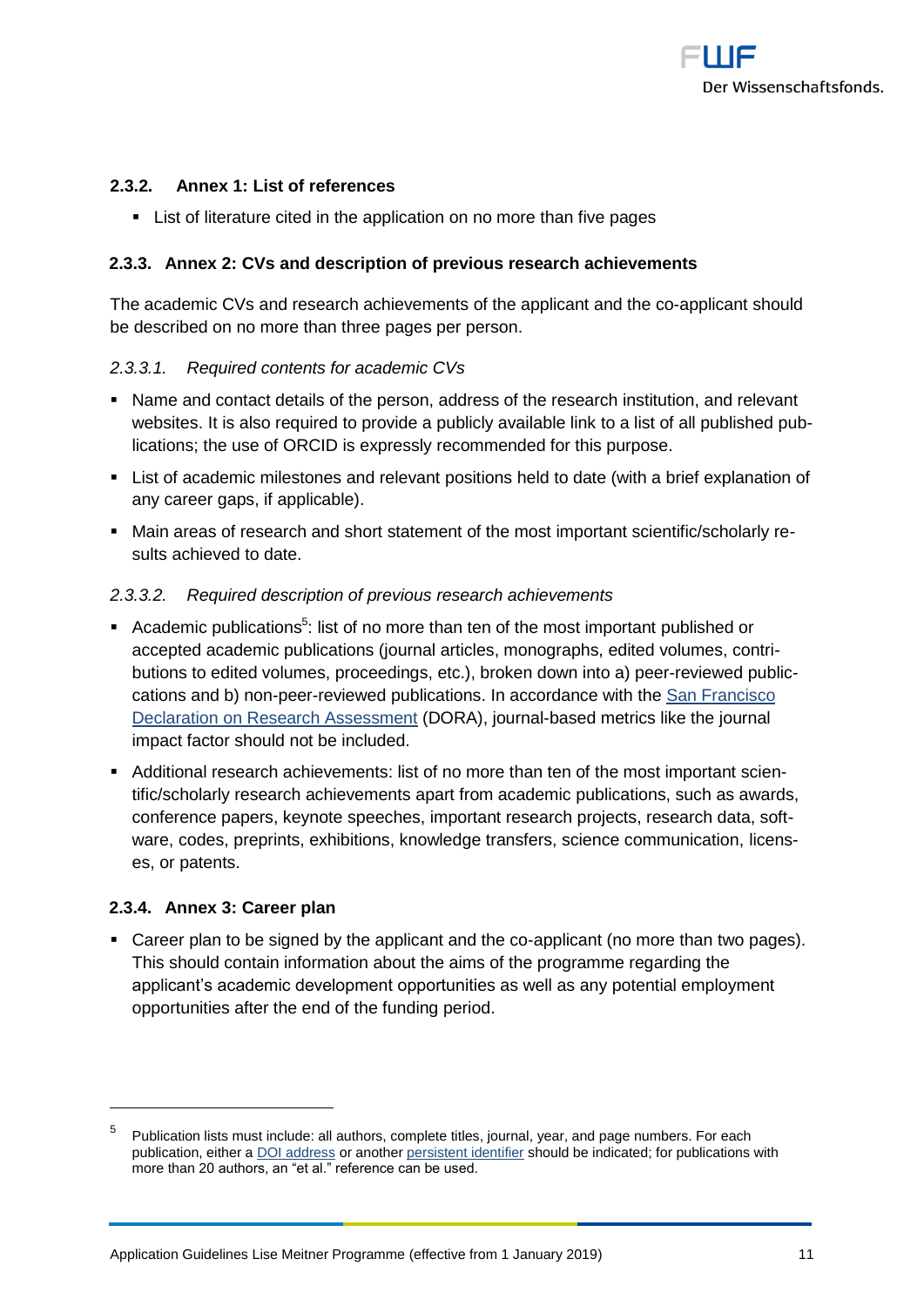### 2.3.2. Annex 1: List of references

- List of literature cited in the application on no more than five pages

### 2.3.3. Annex 2: CVs and description of previous research achievements

The academic CVs and research achievements of the applicant and the co-applicant should be described on no more than three pages per person.

#### *2.3.3.1. Required contents for academic CVs*

- Name and contact details of the person, address of the research institution, and relevant websites. It is also required to provide a publicly available link to a list of all published publications; the use of ORCID is expressly recommended for this purpose.
- List of academic milestones and relevant positions held to date (with a brief explanation of any career gaps, if applicable).
- Main areas of research and short statement of the most important scientific/scholarly results achieved to date.

#### *2.3.3.2. Required description of previous research achievements*

- Academic publications[5]: list of no more than ten of the most important published or accepted academic publications (journal articles, monographs, edited volumes, contributions to edited volumes, proceedings, etc.), broken down into a) peer-reviewed publiccations and b) non-peer-reviewed publications. In accordance with the San Francisco Declaration on Research Assessment (DORA), journal-based metrics like the journal impact factor should not be included.
- Additional research achievements: list of no more than ten of the most important scientific/scholarly research achievements apart from academic publications, such as awards, conference papers, keynote speeches, important research projects, research data, software, codes, preprints, exhibitions, knowledge transfers, science communication, licenses, or patents.

### 2.3.4. Annex 3: Career plan

- Career plan to be signed by the applicant and the co-applicant (no more than two pages). This should contain information about the aims of the programme regarding the applicant's academic development opportunities as well as any potential employment opportunities after the end of the funding period.

---

[5] Publication lists must include: all authors, complete titles, journal, year, and page numbers. For each publication, either a DOI address or another persistent identifier should be indicated; for publications with more than 20 authors, an "et al." reference can be used.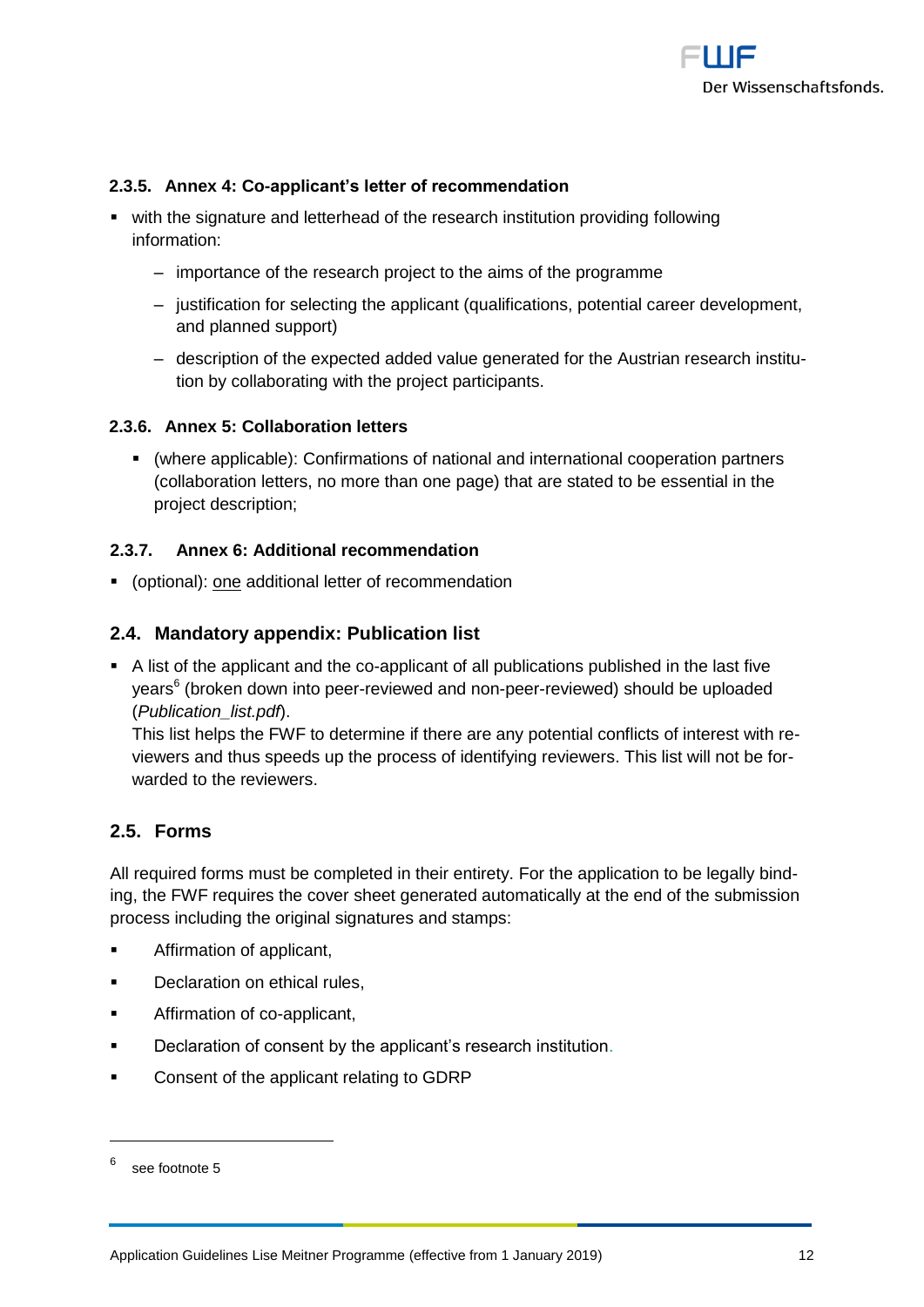#### 2.3.5. Annex 4: Co-applicant's letter of recommendation

- with the signature and letterhead of the research institution providing following information:
  - importance of the research project to the aims of the programme
  - justification for selecting the applicant (qualifications, potential career development, and planned support)
  - description of the expected added value generated for the Austrian research institution by collaborating with the project participants.

#### 2.3.6. Annex 5: Collaboration letters

- (where applicable): Confirmations of national and international cooperation partners (collaboration letters, no more than one page) that are stated to be essential in the project description;

#### 2.3.7. Annex 6: Additional recommendation

- (optional): one additional letter of recommendation

### 2.4. Mandatory appendix: Publication list

- A list of the applicant and the co-applicant of all publications published in the last five years[6] (broken down into peer-reviewed and non-peer-reviewed) should be uploaded (*Publication_list.pdf*).
  This list helps the FWF to determine if there are any potential conflicts of interest with reviewers and thus speeds up the process of identifying reviewers. This list will not be forwarded to the reviewers.

### 2.5. Forms

All required forms must be completed in their entirety. For the application to be legally binding, the FWF requires the cover sheet generated automatically at the end of the submission process including the original signatures and stamps:

- Affirmation of applicant,
- Declaration on ethical rules,
- Affirmation of co-applicant,
- Declaration of consent by the applicant's research institution.
- Consent of the applicant relating to GDRP

[6] see footnote 5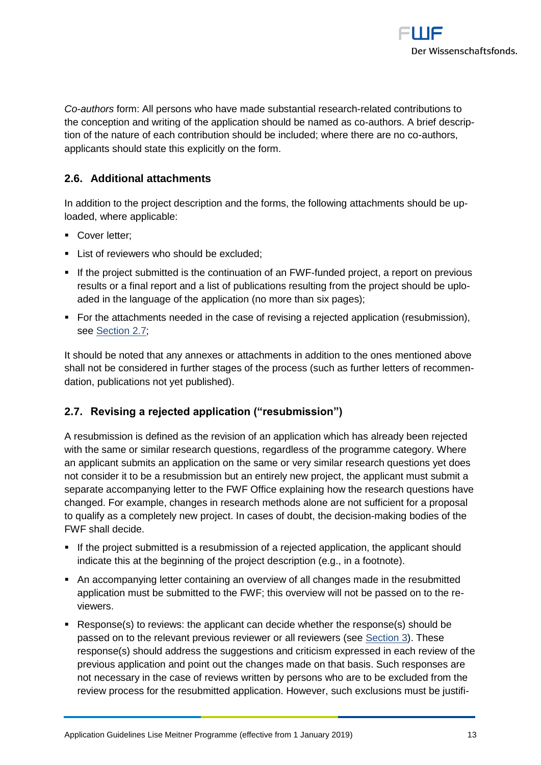*Co-authors* form: All persons who have made substantial research-related contributions to the conception and writing of the application should be named as co-authors. A brief description of the nature of each contribution should be included; where there are no co-authors, applicants should state this explicitly on the form.

### 2.6. Additional attachments

In addition to the project description and the forms, the following attachments should be uploaded, where applicable:

- Cover letter;
- List of reviewers who should be excluded;
- If the project submitted is the continuation of an FWF-funded project, a report on previous results or a final report and a list of publications resulting from the project should be uploaded in the language of the application (no more than six pages);
- For the attachments needed in the case of revising a rejected application (resubmission), see Section 2.7;

It should be noted that any annexes or attachments in addition to the ones mentioned above shall not be considered in further stages of the process (such as further letters of recommendation, publications not yet published).

### 2.7. Revising a rejected application ("resubmission")

A resubmission is defined as the revision of an application which has already been rejected with the same or similar research questions, regardless of the programme category. Where an applicant submits an application on the same or very similar research questions yet does not consider it to be a resubmission but an entirely new project, the applicant must submit a separate accompanying letter to the FWF Office explaining how the research questions have changed. For example, changes in research methods alone are not sufficient for a proposal to qualify as a completely new project. In cases of doubt, the decision-making bodies of the FWF shall decide.

- If the project submitted is a resubmission of a rejected application, the applicant should indicate this at the beginning of the project description (e.g., in a footnote).
- An accompanying letter containing an overview of all changes made in the resubmitted application must be submitted to the FWF; this overview will not be passed on to the reviewers.
- Response(s) to reviews: the applicant can decide whether the response(s) should be passed on to the relevant previous reviewer or all reviewers (see Section 3). These response(s) should address the suggestions and criticism expressed in each review of the previous application and point out the changes made on that basis. Such responses are not necessary in the case of reviews written by persons who are to be excluded from the review process for the resubmitted application. However, such exclusions must be justifi-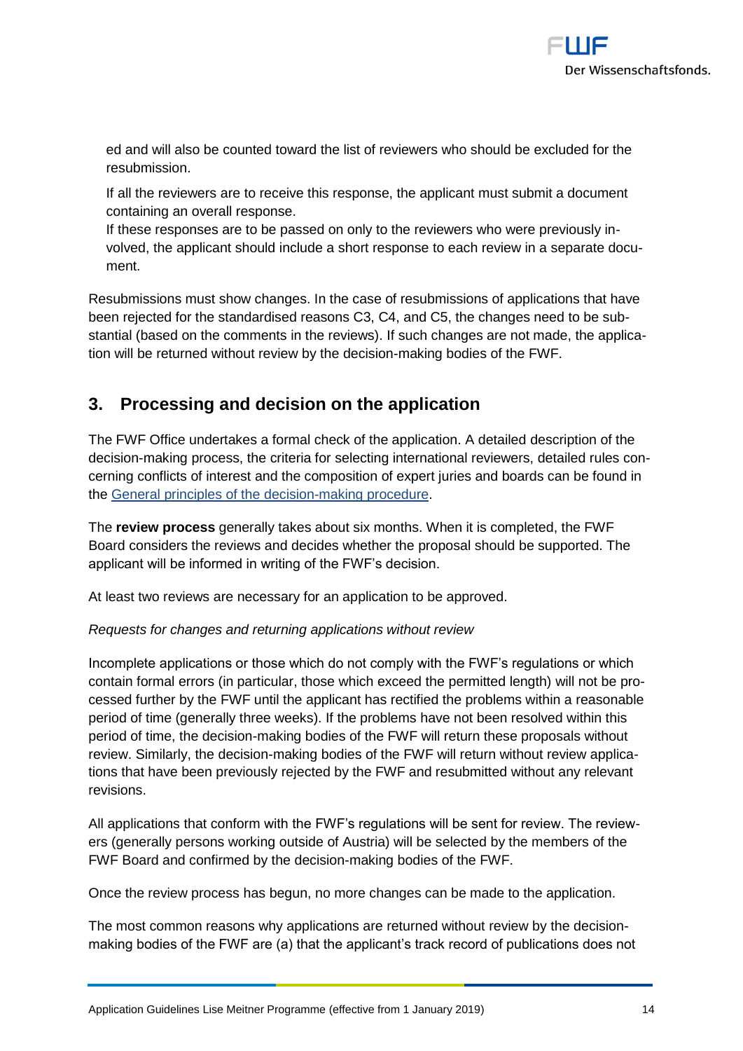ed and will also be counted toward the list of reviewers who should be excluded for the resubmission.

If all the reviewers are to receive this response, the applicant must submit a document containing an overall response.

If these responses are to be passed on only to the reviewers who were previously involved, the applicant should include a short response to each review in a separate document.

Resubmissions must show changes. In the case of resubmissions of applications that have been rejected for the standardised reasons C3, C4, and C5, the changes need to be substantial (based on the comments in the reviews). If such changes are not made, the application will be returned without review by the decision-making bodies of the FWF.

## 3. Processing and decision on the application

The FWF Office undertakes a formal check of the application. A detailed description of the decision-making process, the criteria for selecting international reviewers, detailed rules concerning conflicts of interest and the composition of expert juries and boards can be found in the General principles of the decision-making procedure.

The **review process** generally takes about six months. When it is completed, the FWF Board considers the reviews and decides whether the proposal should be supported. The applicant will be informed in writing of the FWF's decision.

At least two reviews are necessary for an application to be approved.

*Requests for changes and returning applications without review*

Incomplete applications or those which do not comply with the FWF's regulations or which contain formal errors (in particular, those which exceed the permitted length) will not be processed further by the FWF until the applicant has rectified the problems within a reasonable period of time (generally three weeks). If the problems have not been resolved within this period of time, the decision-making bodies of the FWF will return these proposals without review. Similarly, the decision-making bodies of the FWF will return without review applications that have been previously rejected by the FWF and resubmitted without any relevant revisions.

All applications that conform with the FWF's regulations will be sent for review. The reviewers (generally persons working outside of Austria) will be selected by the members of the FWF Board and confirmed by the decision-making bodies of the FWF.

Once the review process has begun, no more changes can be made to the application.

The most common reasons why applications are returned without review by the decision-making bodies of the FWF are (a) that the applicant's track record of publications does not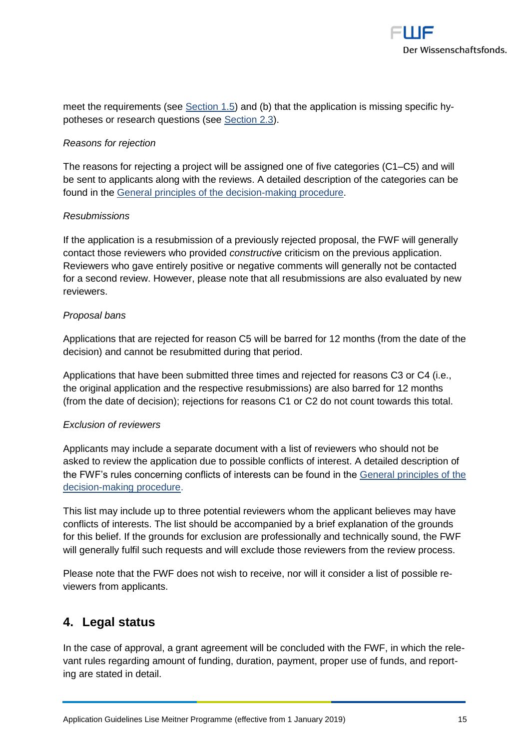meet the requirements (see Section 1.5) and (b) that the application is missing specific hypotheses or research questions (see Section 2.3).

*Reasons for rejection*

The reasons for rejecting a project will be assigned one of five categories (C1–C5) and will be sent to applicants along with the reviews. A detailed description of the categories can be found in the General principles of the decision-making procedure.

*Resubmissions*

If the application is a resubmission of a previously rejected proposal, the FWF will generally contact those reviewers who provided *constructive* criticism on the previous application. Reviewers who gave entirely positive or negative comments will generally not be contacted for a second review. However, please note that all resubmissions are also evaluated by new reviewers.

*Proposal bans*

Applications that are rejected for reason C5 will be barred for 12 months (from the date of the decision) and cannot be resubmitted during that period.

Applications that have been submitted three times and rejected for reasons C3 or C4 (i.e., the original application and the respective resubmissions) are also barred for 12 months (from the date of decision); rejections for reasons C1 or C2 do not count towards this total.

*Exclusion of reviewers*

Applicants may include a separate document with a list of reviewers who should not be asked to review the application due to possible conflicts of interest. A detailed description of the FWF's rules concerning conflicts of interests can be found in the General principles of the decision-making procedure.

This list may include up to three potential reviewers whom the applicant believes may have conflicts of interests. The list should be accompanied by a brief explanation of the grounds for this belief. If the grounds for exclusion are professionally and technically sound, the FWF will generally fulfil such requests and will exclude those reviewers from the review process.

Please note that the FWF does not wish to receive, nor will it consider a list of possible reviewers from applicants.

## 4. Legal status

In the case of approval, a grant agreement will be concluded with the FWF, in which the relevant rules regarding amount of funding, duration, payment, proper use of funds, and reporting are stated in detail.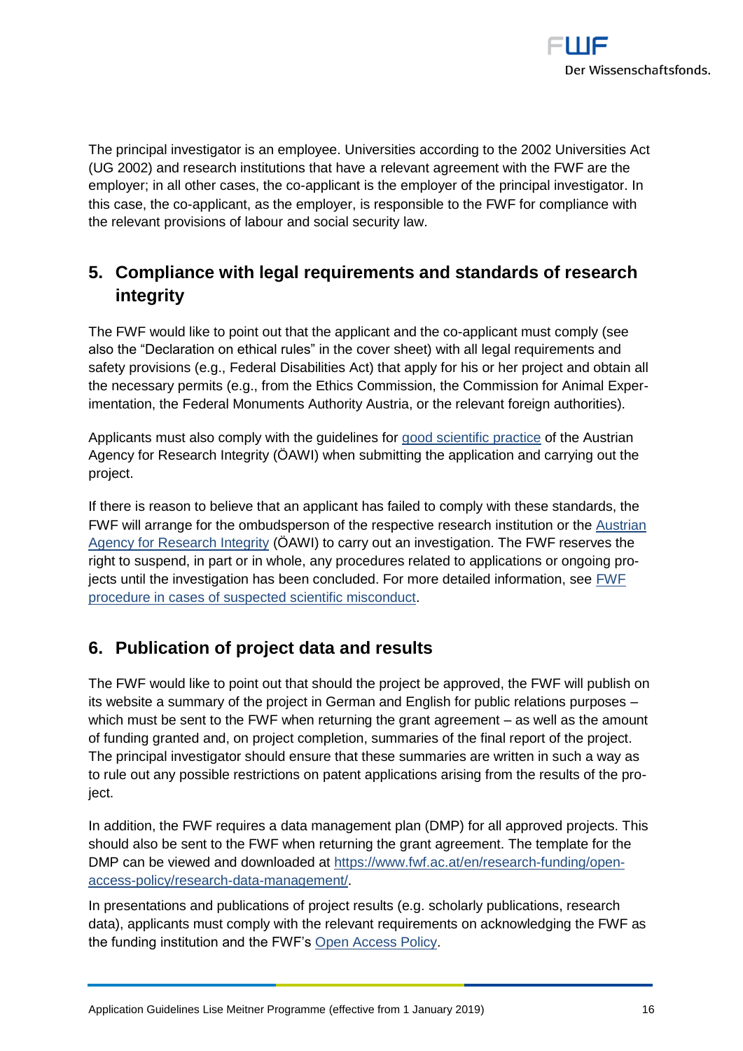The principal investigator is an employee. Universities according to the 2002 Universities Act (UG 2002) and research institutions that have a relevant agreement with the FWF are the employer; in all other cases, the co-applicant is the employer of the principal investigator. In this case, the co-applicant, as the employer, is responsible to the FWF for compliance with the relevant provisions of labour and social security law.

## 5. Compliance with legal requirements and standards of research integrity

The FWF would like to point out that the applicant and the co-applicant must comply (see also the "Declaration on ethical rules" in the cover sheet) with all legal requirements and safety provisions (e.g., Federal Disabilities Act) that apply for his or her project and obtain all the necessary permits (e.g., from the Ethics Commission, the Commission for Animal Experimentation, the Federal Monuments Authority Austria, or the relevant foreign authorities).

Applicants must also comply with the guidelines for good scientific practice of the Austrian Agency for Research Integrity (ÖAWI) when submitting the application and carrying out the project.

If there is reason to believe that an applicant has failed to comply with these standards, the FWF will arrange for the ombudsperson of the respective research institution or the Austrian Agency for Research Integrity (ÖAWI) to carry out an investigation. The FWF reserves the right to suspend, in part or in whole, any procedures related to applications or ongoing projects until the investigation has been concluded. For more detailed information, see FWF procedure in cases of suspected scientific misconduct.

## 6. Publication of project data and results

The FWF would like to point out that should the project be approved, the FWF will publish on its website a summary of the project in German and English for public relations purposes – which must be sent to the FWF when returning the grant agreement – as well as the amount of funding granted and, on project completion, summaries of the final report of the project. The principal investigator should ensure that these summaries are written in such a way as to rule out any possible restrictions on patent applications arising from the results of the project.

In addition, the FWF requires a data management plan (DMP) for all approved projects. This should also be sent to the FWF when returning the grant agreement. The template for the DMP can be viewed and downloaded at https://www.fwf.ac.at/en/research-funding/open-access-policy/research-data-management/.

In presentations and publications of project results (e.g. scholarly publications, research data), applicants must comply with the relevant requirements on acknowledging the FWF as the funding institution and the FWF's Open Access Policy.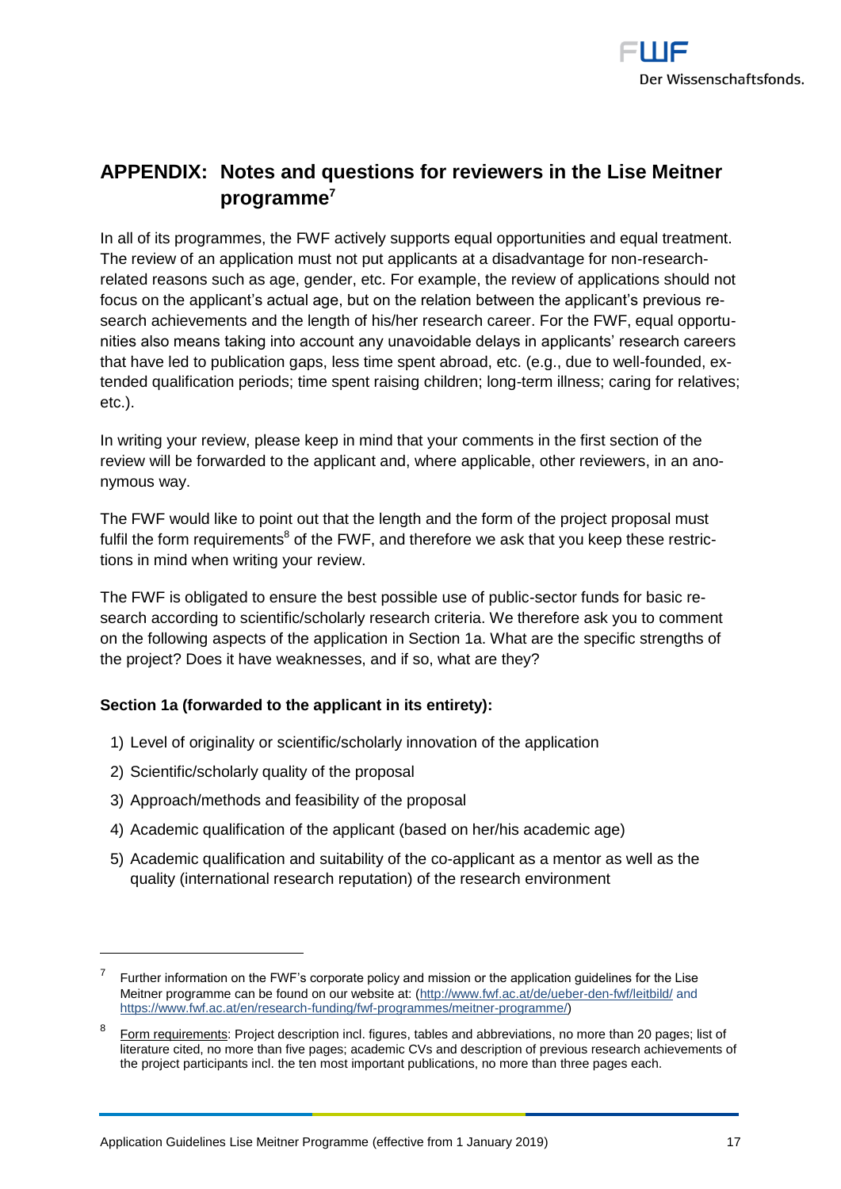## APPENDIX: Notes and questions for reviewers in the Lise Meitner programme[7]

In all of its programmes, the FWF actively supports equal opportunities and equal treatment. The review of an application must not put applicants at a disadvantage for non-research-related reasons such as age, gender, etc. For example, the review of applications should not focus on the applicant's actual age, but on the relation between the applicant's previous research achievements and the length of his/her research career. For the FWF, equal opportunities also means taking into account any unavoidable delays in applicants' research careers that have led to publication gaps, less time spent abroad, etc. (e.g., due to well-founded, extended qualification periods; time spent raising children; long-term illness; caring for relatives; etc.).

In writing your review, please keep in mind that your comments in the first section of the review will be forwarded to the applicant and, where applicable, other reviewers, in an anonymous way.

The FWF would like to point out that the length and the form of the project proposal must fulfil the form requirements[8] of the FWF, and therefore we ask that you keep these restrictions in mind when writing your review.

The FWF is obligated to ensure the best possible use of public-sector funds for basic research according to scientific/scholarly research criteria. We therefore ask you to comment on the following aspects of the application in Section 1a. What are the specific strengths of the project? Does it have weaknesses, and if so, what are they?

**Section 1a (forwarded to the applicant in its entirety):**

1) Level of originality or scientific/scholarly innovation of the application
2) Scientific/scholarly quality of the proposal
3) Approach/methods and feasibility of the proposal
4) Academic qualification of the applicant (based on her/his academic age)
5) Academic qualification and suitability of the co-applicant as a mentor as well as the quality (international research reputation) of the research environment

---

[7] Further information on the FWF's corporate policy and mission or the application guidelines for the Lise Meitner programme can be found on our website at: (http://www.fwf.ac.at/de/ueber-den-fwf/leitbild/ and https://www.fwf.ac.at/en/research-funding/fwf-programmes/meitner-programme/)

[8] Form requirements: Project description incl. figures, tables and abbreviations, no more than 20 pages; list of literature cited, no more than five pages; academic CVs and description of previous research achievements of the project participants incl. the ten most important publications, no more than three pages each.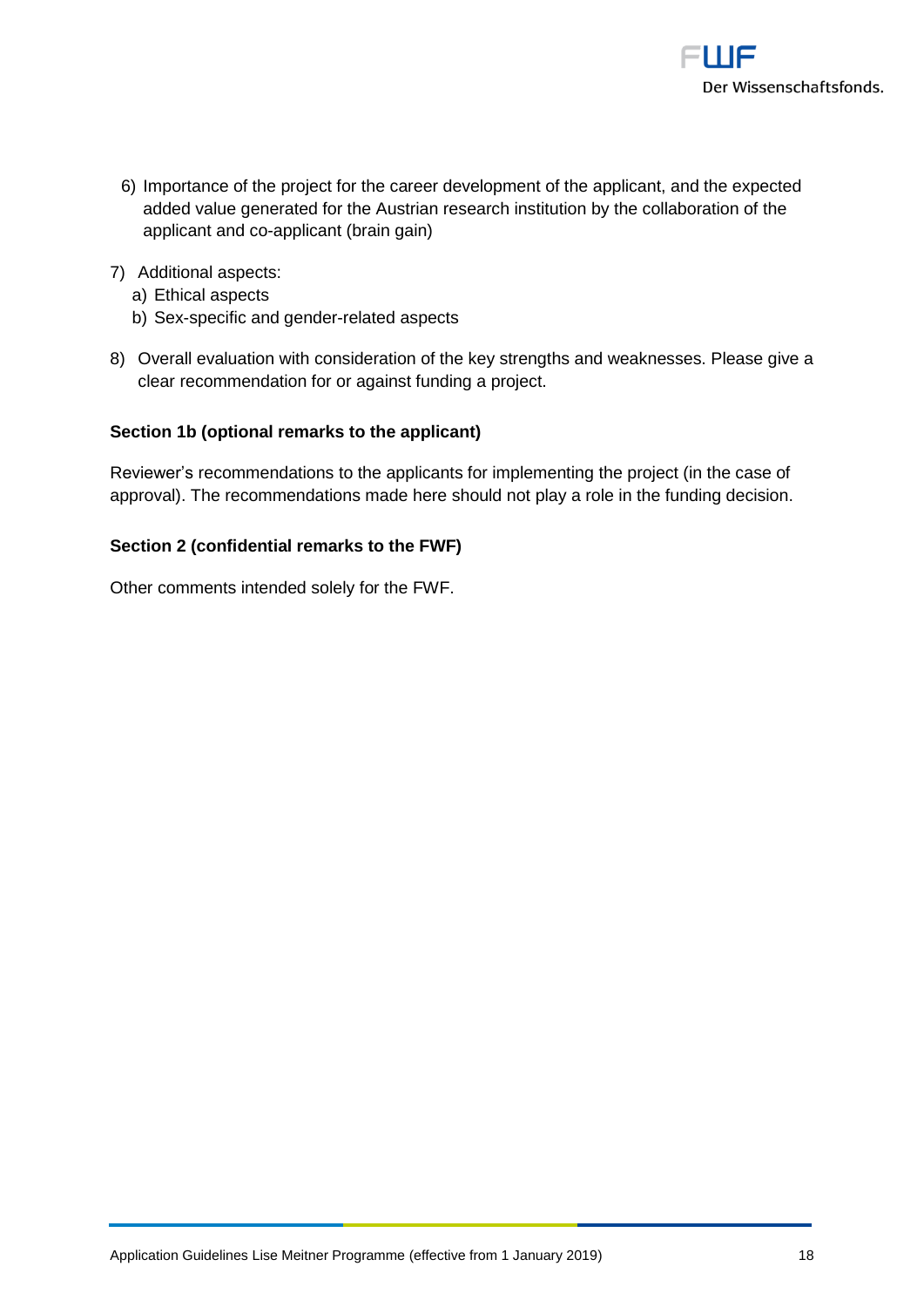6) Importance of the project for the career development of the applicant, and the expected added value generated for the Austrian research institution by the collaboration of the applicant and co-applicant (brain gain)

7) Additional aspects:
   a) Ethical aspects
   b) Sex-specific and gender-related aspects

8) Overall evaluation with consideration of the key strengths and weaknesses. Please give a clear recommendation for or against funding a project.

**Section 1b (optional remarks to the applicant)**

Reviewer's recommendations to the applicants for implementing the project (in the case of approval). The recommendations made here should not play a role in the funding decision.

**Section 2 (confidential remarks to the FWF)**

Other comments intended solely for the FWF.